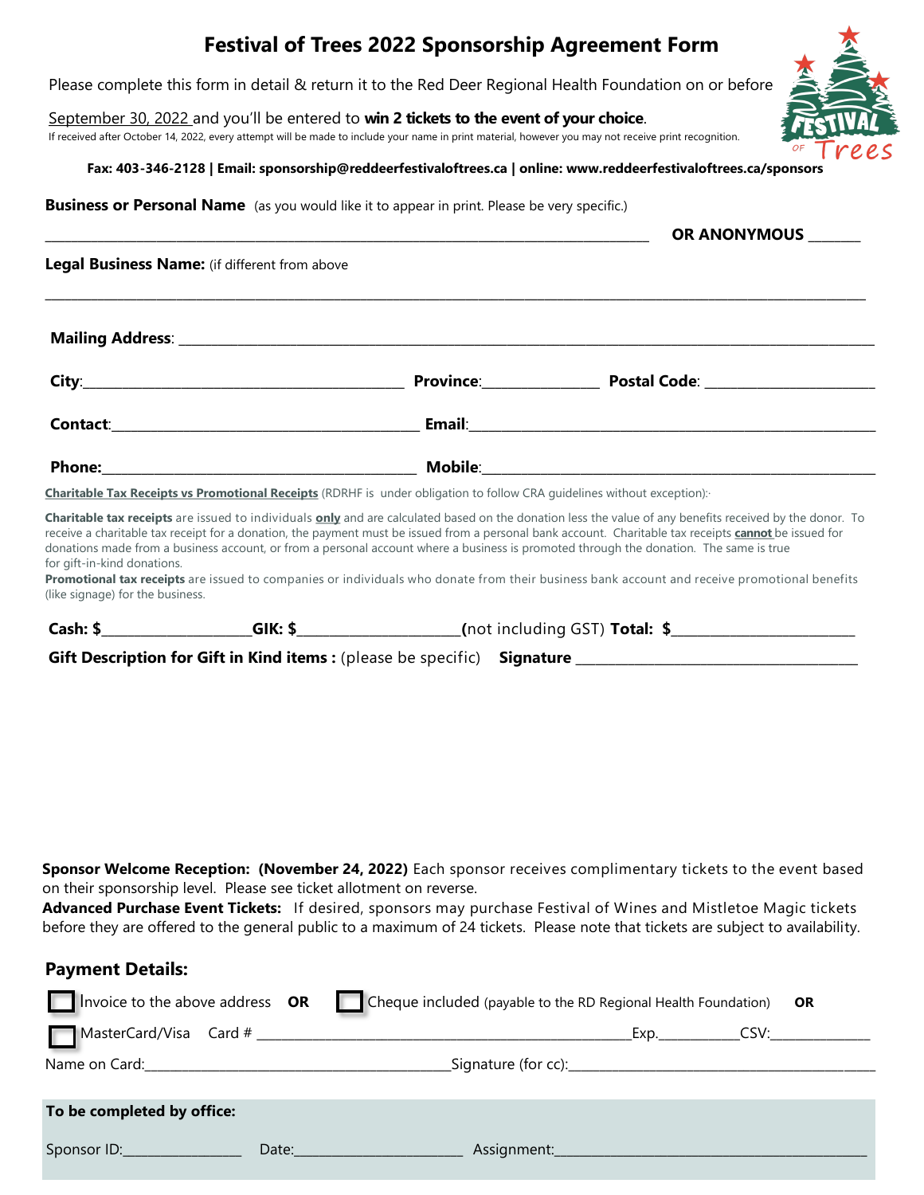# Festival of Trees 2022 Sponsorship Agreement Form

Please complete this form in detail & return it to the Red Deer Regional Health Foundation on or before September 30, 2022 and you'll be entered to **win 2 tickets to the event of your choice**.

If received after October 14, 2022, every attempt will be made to include your name in print material, however you may not receive print recognition.

**Fax: 403-346-2128 | Email: sponsorship@reddeerfestivaloftrees.ca | online: www.reddeerfestivaloftrees.ca/sponsors**

**Business or Personal Name** (as you would like it to appear in print. Please be very specific.)

______________________________________________ **OR ANONYMOUS** _______

**Legal Business Name:** (if different from above

______________________________________________________________________

**Mailing Address**: ______________________________________________________________

**City**:_______________________________ **Province**:______________ **Postal Code**: ________________

**Contact**:_______________________________ **Email**:_____________________________________

**Phone:**_______________________________ **Mobile**:_____________________________________

**Charitable Tax Receipts vs Promotional Receipts** (RDRHF is under obligation to follow CRA guidelines without exception):

**Charitable tax receipts** are issued to individuals **only** and are calculated based on the donation less the value of any benefits received by the donor. To receive a charitable tax receipt for a donation, the payment must be issued from a personal bank account. Charitable tax receipts **cannot** be issued for donations made from a business account, or from a personal account where a business is promoted through the donation. The same is true for gift-in-kind donations.

**Promotional tax receipts** are issued to companies or individuals who donate from their business bank account and receive promotional benefits (like signage) for the business.

**Cash: $**________________ **GIK: $**________________ (not including GST) **Total: $**________________

**Gift Description for Gift in Kind items :** (please be specific) **Signature** ______________________________

**Sponsor Welcome Reception: (November 24, 2022)** Each sponsor receives complimentary tickets to the event based on their sponsorship level. Please see ticket allotment on reverse.

**Advanced Purchase Event Tickets:** If desired, sponsors may purchase Festival of Wines and Mistletoe Magic tickets before they are offered to the general public to a maximum of 24 tickets. Please note that tickets are subject to availability.

## Payment Details:

☐ Invoice to the above address **OR** ☐ Cheque included (payable to the RD Regional Health Foundation) **OR**

☐ MasterCard/Visa Card # ______________________________________ Exp.__________ CSV:____________

Name on Card:_________________________________ Signature (for cc):_________________________________

**To be completed by office:**

Sponsor ID:______________ Date:____________________ Assignment:_________________________________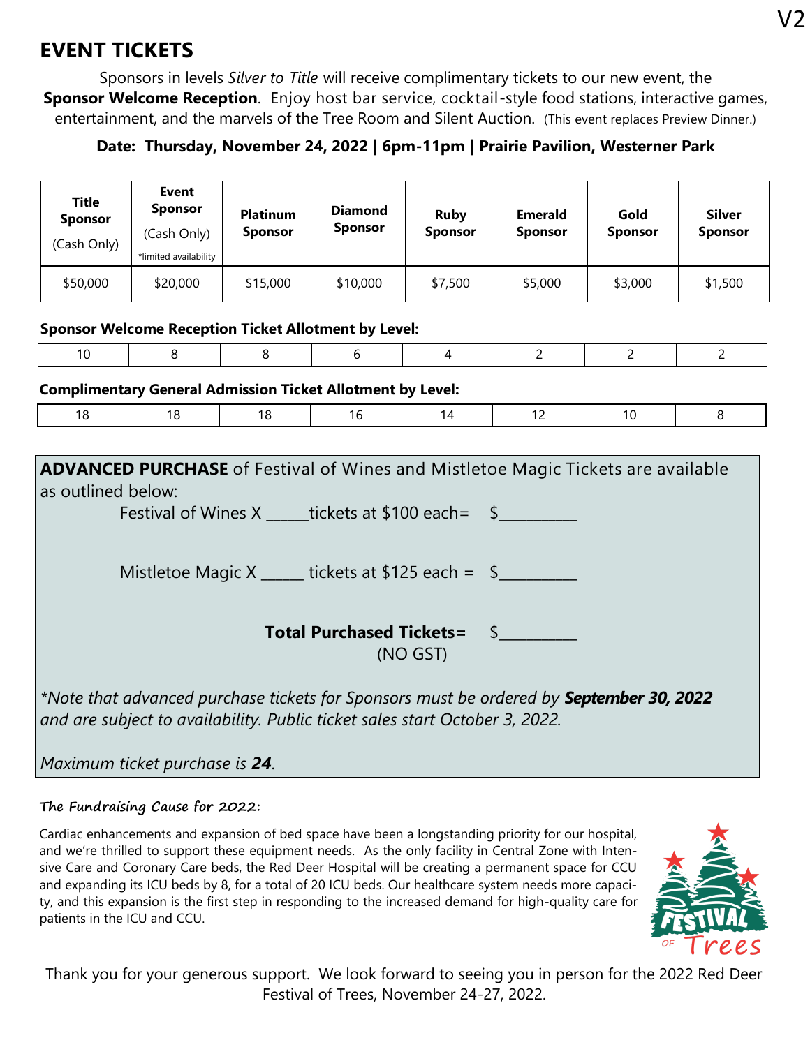V2

## EVENT TICKETS

Sponsors in levels *Silver to Title* will receive complimentary tickets to our new event, the **Sponsor Welcome Reception**. Enjoy host bar service, cocktail-style food stations, interactive games, entertainment, and the marvels of the Tree Room and Silent Auction. (This event replaces Preview Dinner.)

**Date: Thursday, November 24, 2022 | 6pm-11pm | Prairie Pavilion, Westerner Park**

| Title Sponsor (Cash Only) | Event Sponsor (Cash Only) *limited availability | Platinum Sponsor | Diamond Sponsor | Ruby Sponsor | Emerald Sponsor | Gold Sponsor | Silver Sponsor |
|---|---|---|---|---|---|---|---|
| $50,000 | $20,000 | $15,000 | $10,000 | $7,500 | $5,000 | $3,000 | $1,500 |

**Sponsor Welcome Reception Ticket Allotment by Level:**

| | | | | | | | |
|---|---|---|---|---|---|---|---|
| 10 | 8 | 8 | 6 | 4 | 2 | 2 | 2 |

**Complimentary General Admission Ticket Allotment by Level:**

| | | | | | | | |
|---|---|---|---|---|---|---|---|
| 18 | 18 | 18 | 16 | 14 | 12 | 10 | 8 |

**ADVANCED PURCHASE** of Festival of Wines and Mistletoe Magic Tickets are available as outlined below:

Festival of Wines X _____tickets at $100 each= $_________

Mistletoe Magic X _____ tickets at $125 each = $_________

**Total Purchased Tickets=** $_________
(NO GST)

*\*Note that advanced purchase tickets for Sponsors must be ordered by **September 30, 2022** and are subject to availability. Public ticket sales start October 3, 2022.*

*Maximum ticket purchase is **24**.*

**The Fundraising Cause for 2022:**

Cardiac enhancements and expansion of bed space have been a longstanding priority for our hospital, and we're thrilled to support these equipment needs. As the only facility in Central Zone with Intensive Care and Coronary Care beds, the Red Deer Hospital will be creating a permanent space for CCU and expanding its ICU beds by 8, for a total of 20 ICU beds. Our healthcare system needs more capacity, and this expansion is the first step in responding to the increased demand for high-quality care for patients in the ICU and CCU.

FESTIVAL OF Trees

Thank you for your generous support. We look forward to seeing you in person for the 2022 Red Deer Festival of Trees, November 24-27, 2022.